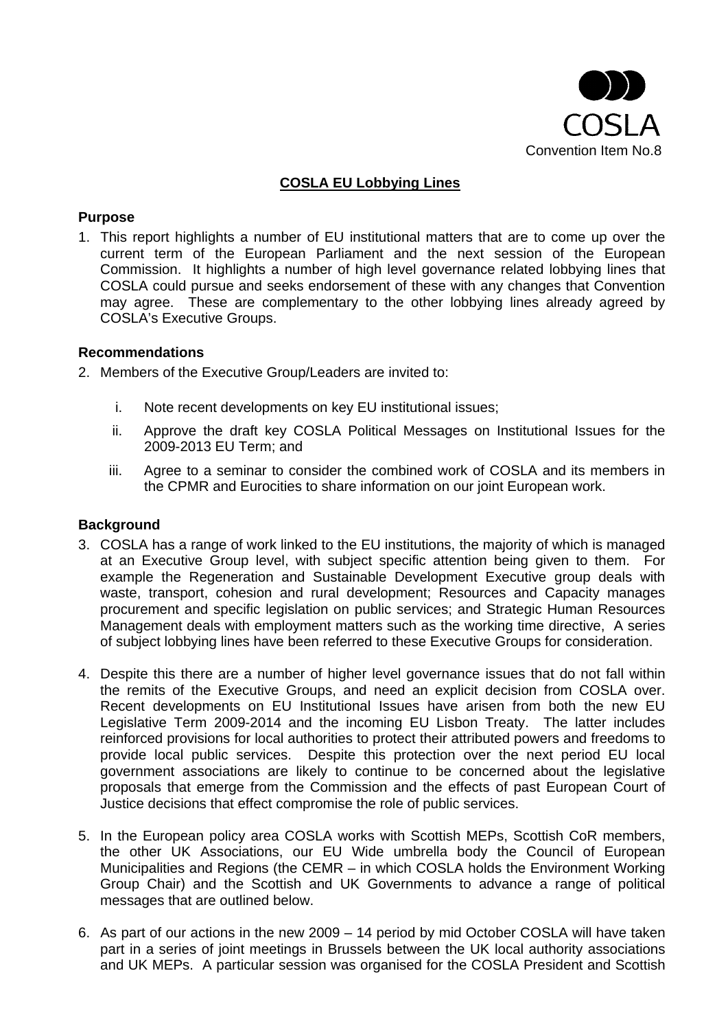COSLA

Convention Item No.8

## COSLA EU Lobbying Lines

**Purpose**

1. This report highlights a number of EU institutional matters that are to come up over the current term of the European Parliament and the next session of the European Commission. It highlights a number of high level governance related lobbying lines that COSLA could pursue and seeks endorsement of these with any changes that Convention may agree. These are complementary to the other lobbying lines already agreed by COSLA's Executive Groups.

**Recommendations**

2. Members of the Executive Group/Leaders are invited to:

   i. Note recent developments on key EU institutional issues;

   ii. Approve the draft key COSLA Political Messages on Institutional Issues for the 2009-2013 EU Term; and

   iii. Agree to a seminar to consider the combined work of COSLA and its members in the CPMR and Eurocities to share information on our joint European work.

**Background**

3. COSLA has a range of work linked to the EU institutions, the majority of which is managed at an Executive Group level, with subject specific attention being given to them. For example the Regeneration and Sustainable Development Executive group deals with waste, transport, cohesion and rural development; Resources and Capacity manages procurement and specific legislation on public services; and Strategic Human Resources Management deals with employment matters such as the working time directive, A series of subject lobbying lines have been referred to these Executive Groups for consideration.

4. Despite this there are a number of higher level governance issues that do not fall within the remits of the Executive Groups, and need an explicit decision from COSLA over. Recent developments on EU Institutional Issues have arisen from both the new EU Legislative Term 2009-2014 and the incoming EU Lisbon Treaty. The latter includes reinforced provisions for local authorities to protect their attributed powers and freedoms to provide local public services. Despite this protection over the next period EU local government associations are likely to continue to be concerned about the legislative proposals that emerge from the Commission and the effects of past European Court of Justice decisions that effect compromise the role of public services.

5. In the European policy area COSLA works with Scottish MEPs, Scottish CoR members, the other UK Associations, our EU Wide umbrella body the Council of European Municipalities and Regions (the CEMR – in which COSLA holds the Environment Working Group Chair) and the Scottish and UK Governments to advance a range of political messages that are outlined below.

6. As part of our actions in the new 2009 – 14 period by mid October COSLA will have taken part in a series of joint meetings in Brussels between the UK local authority associations and UK MEPs. A particular session was organised for the COSLA President and Scottish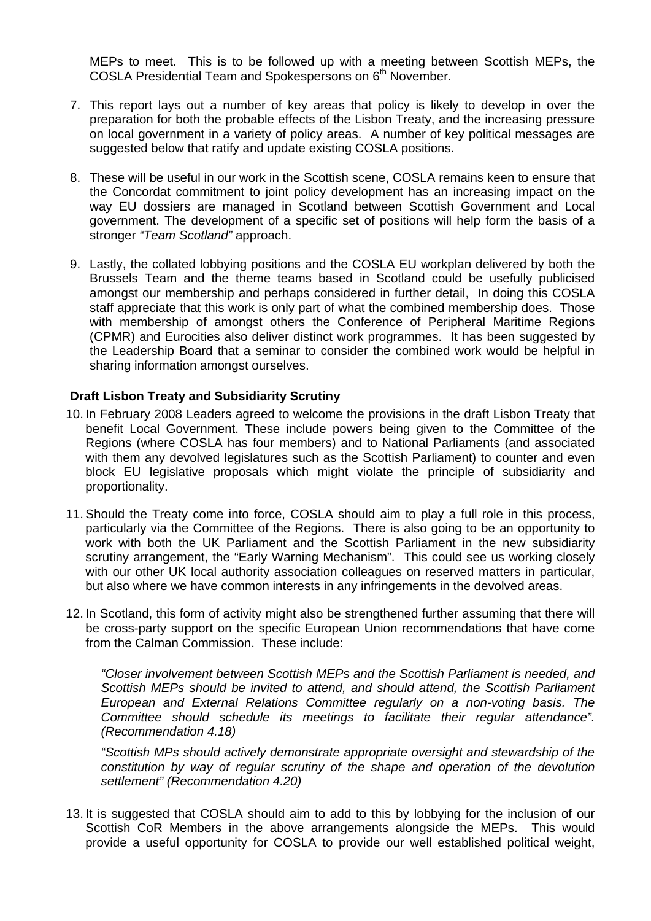MEPs to meet. This is to be followed up with a meeting between Scottish MEPs, the COSLA Presidential Team and Spokespersons on 6th November.

7. This report lays out a number of key areas that policy is likely to develop in over the preparation for both the probable effects of the Lisbon Treaty, and the increasing pressure on local government in a variety of policy areas. A number of key political messages are suggested below that ratify and update existing COSLA positions.

8. These will be useful in our work in the Scottish scene, COSLA remains keen to ensure that the Concordat commitment to joint policy development has an increasing impact on the way EU dossiers are managed in Scotland between Scottish Government and Local government. The development of a specific set of positions will help form the basis of a stronger *"Team Scotland"* approach.

9. Lastly, the collated lobbying positions and the COSLA EU workplan delivered by both the Brussels Team and the theme teams based in Scotland could be usefully publicised amongst our membership and perhaps considered in further detail, In doing this COSLA staff appreciate that this work is only part of what the combined membership does. Those with membership of amongst others the Conference of Peripheral Maritime Regions (CPMR) and Eurocities also deliver distinct work programmes. It has been suggested by the Leadership Board that a seminar to consider the combined work would be helpful in sharing information amongst ourselves.

**Draft Lisbon Treaty and Subsidiarity Scrutiny**

10. In February 2008 Leaders agreed to welcome the provisions in the draft Lisbon Treaty that benefit Local Government. These include powers being given to the Committee of the Regions (where COSLA has four members) and to National Parliaments (and associated with them any devolved legislatures such as the Scottish Parliament) to counter and even block EU legislative proposals which might violate the principle of subsidiarity and proportionality.

11. Should the Treaty come into force, COSLA should aim to play a full role in this process, particularly via the Committee of the Regions. There is also going to be an opportunity to work with both the UK Parliament and the Scottish Parliament in the new subsidiarity scrutiny arrangement, the "Early Warning Mechanism". This could see us working closely with our other UK local authority association colleagues on reserved matters in particular, but also where we have common interests in any infringements in the devolved areas.

12. In Scotland, this form of activity might also be strengthened further assuming that there will be cross-party support on the specific European Union recommendations that have come from the Calman Commission. These include:

    *"Closer involvement between Scottish MEPs and the Scottish Parliament is needed, and Scottish MEPs should be invited to attend, and should attend, the Scottish Parliament European and External Relations Committee regularly on a non-voting basis. The Committee should schedule its meetings to facilitate their regular attendance". (Recommendation 4.18)*

    *"Scottish MPs should actively demonstrate appropriate oversight and stewardship of the constitution by way of regular scrutiny of the shape and operation of the devolution settlement" (Recommendation 4.20)*

13. It is suggested that COSLA should aim to add to this by lobbying for the inclusion of our Scottish CoR Members in the above arrangements alongside the MEPs. This would provide a useful opportunity for COSLA to provide our well established political weight,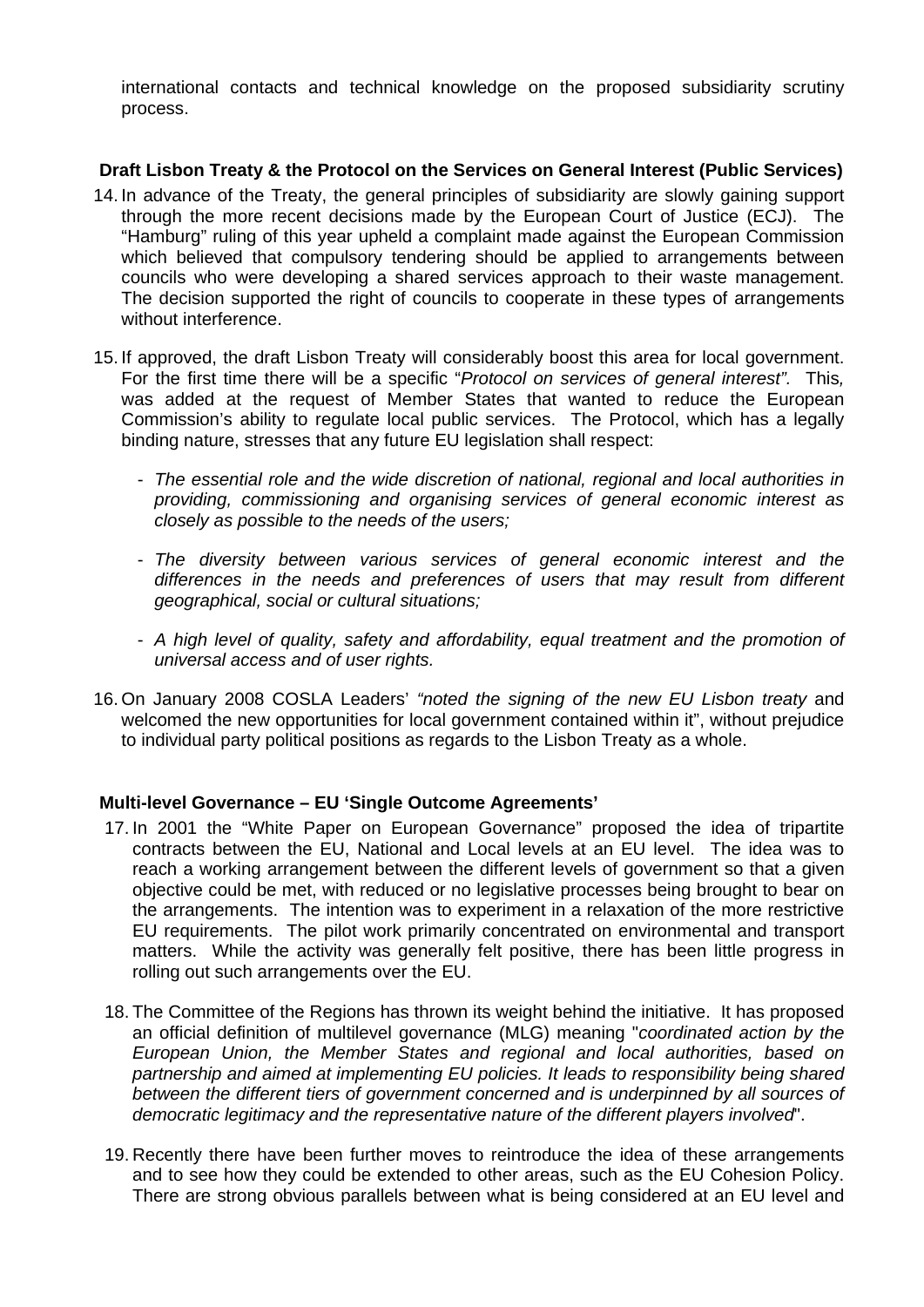international contacts and technical knowledge on the proposed subsidiarity scrutiny process.

**Draft Lisbon Treaty & the Protocol on the Services on General Interest (Public Services)**

14. In advance of the Treaty, the general principles of subsidiarity are slowly gaining support through the more recent decisions made by the European Court of Justice (ECJ). The "Hamburg" ruling of this year upheld a complaint made against the European Commission which believed that compulsory tendering should be applied to arrangements between councils who were developing a shared services approach to their waste management. The decision supported the right of councils to cooperate in these types of arrangements without interference.

15. If approved, the draft Lisbon Treaty will considerably boost this area for local government. For the first time there will be a specific "*Protocol on services of general interest".* This*,* was added at the request of Member States that wanted to reduce the European Commission's ability to regulate local public services. The Protocol, which has a legally binding nature, stresses that any future EU legislation shall respect:

    - *The essential role and the wide discretion of national, regional and local authorities in providing, commissioning and organising services of general economic interest as closely as possible to the needs of the users;*

    - *The diversity between various services of general economic interest and the differences in the needs and preferences of users that may result from different geographical, social or cultural situations;*

    - *A high level of quality, safety and affordability, equal treatment and the promotion of universal access and of user rights.*

16. On January 2008 COSLA Leaders' *"noted the signing of the new EU Lisbon treaty* and welcomed the new opportunities for local government contained within it", without prejudice to individual party political positions as regards to the Lisbon Treaty as a whole.

**Multi-level Governance – EU 'Single Outcome Agreements'**

17. In 2001 the "White Paper on European Governance" proposed the idea of tripartite contracts between the EU, National and Local levels at an EU level. The idea was to reach a working arrangement between the different levels of government so that a given objective could be met, with reduced or no legislative processes being brought to bear on the arrangements. The intention was to experiment in a relaxation of the more restrictive EU requirements. The pilot work primarily concentrated on environmental and transport matters. While the activity was generally felt positive, there has been little progress in rolling out such arrangements over the EU.

18. The Committee of the Regions has thrown its weight behind the initiative. It has proposed an official definition of multilevel governance (MLG) meaning "*coordinated action by the European Union, the Member States and regional and local authorities, based on partnership and aimed at implementing EU policies. It leads to responsibility being shared between the different tiers of government concerned and is underpinned by all sources of democratic legitimacy and the representative nature of the different players involved*".

19. Recently there have been further moves to reintroduce the idea of these arrangements and to see how they could be extended to other areas, such as the EU Cohesion Policy. There are strong obvious parallels between what is being considered at an EU level and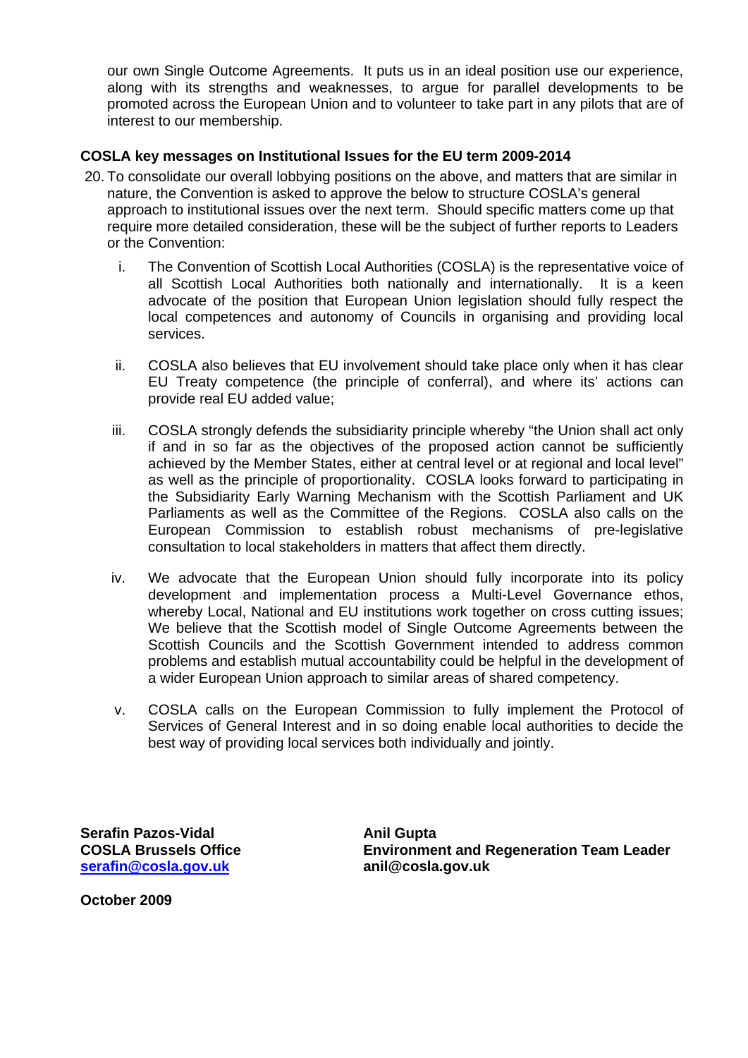our own Single Outcome Agreements. It puts us in an ideal position use our experience, along with its strengths and weaknesses, to argue for parallel developments to be promoted across the European Union and to volunteer to take part in any pilots that are of interest to our membership.

### COSLA key messages on Institutional Issues for the EU term 2009-2014

20. To consolidate our overall lobbying positions on the above, and matters that are similar in nature, the Convention is asked to approve the below to structure COSLA's general approach to institutional issues over the next term. Should specific matters come up that require more detailed consideration, these will be the subject of further reports to Leaders or the Convention:

    i. The Convention of Scottish Local Authorities (COSLA) is the representative voice of all Scottish Local Authorities both nationally and internationally. It is a keen advocate of the position that European Union legislation should fully respect the local competences and autonomy of Councils in organising and providing local services.

    ii. COSLA also believes that EU involvement should take place only when it has clear EU Treaty competence (the principle of conferral), and where its' actions can provide real EU added value;

    iii. COSLA strongly defends the subsidiarity principle whereby "the Union shall act only if and in so far as the objectives of the proposed action cannot be sufficiently achieved by the Member States, either at central level or at regional and local level" as well as the principle of proportionality. COSLA looks forward to participating in the Subsidiarity Early Warning Mechanism with the Scottish Parliament and UK Parliaments as well as the Committee of the Regions. COSLA also calls on the European Commission to establish robust mechanisms of pre-legislative consultation to local stakeholders in matters that affect them directly.

    iv. We advocate that the European Union should fully incorporate into its policy development and implementation process a Multi-Level Governance ethos, whereby Local, National and EU institutions work together on cross cutting issues; We believe that the Scottish model of Single Outcome Agreements between the Scottish Councils and the Scottish Government intended to address common problems and establish mutual accountability could be helpful in the development of a wider European Union approach to similar areas of shared competency.

    v. COSLA calls on the European Commission to fully implement the Protocol of Services of General Interest and in so doing enable local authorities to decide the best way of providing local services both individually and jointly.

**Serafin Pazos-Vidal**
**COSLA Brussels Office**
**serafin@cosla.gov.uk**

**Anil Gupta**
**Environment and Regeneration Team Leader**
**anil@cosla.gov.uk**

**October 2009**